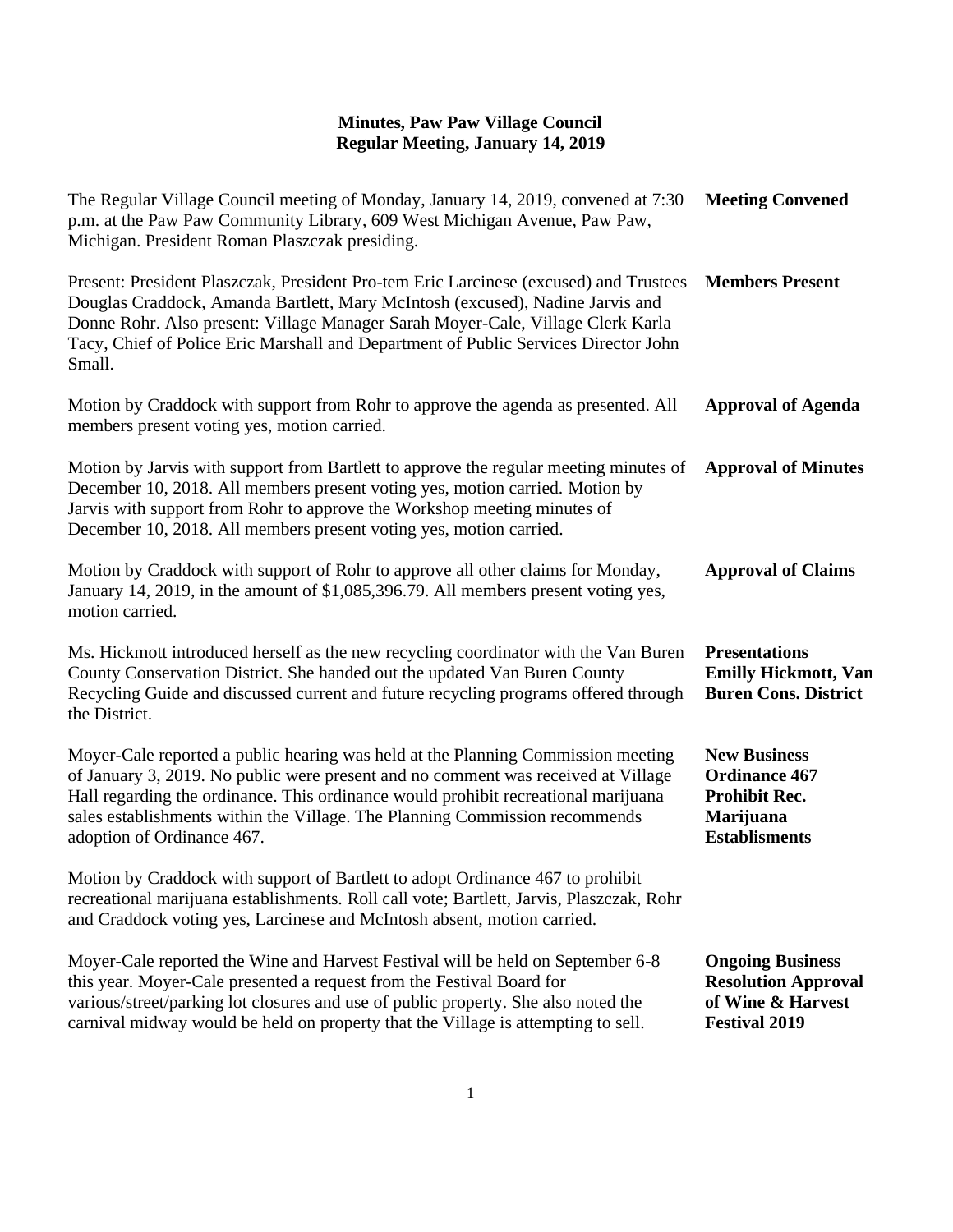# Minutes, Paw Paw Village Council
## Regular Meeting, January 14, 2019

**Meeting Convened**

The Regular Village Council meeting of Monday, January 14, 2019, convened at 7:30 p.m. at the Paw Paw Community Library, 609 West Michigan Avenue, Paw Paw, Michigan. President Roman Plaszczak presiding.

**Members Present**

Present: President Plaszczak, President Pro-tem Eric Larcinese (excused) and Trustees Douglas Craddock, Amanda Bartlett, Mary McIntosh (excused), Nadine Jarvis and Donne Rohr. Also present: Village Manager Sarah Moyer-Cale, Village Clerk Karla Tacy, Chief of Police Eric Marshall and Department of Public Services Director John Small.

**Approval of Agenda**

Motion by Craddock with support from Rohr to approve the agenda as presented. All members present voting yes, motion carried.

**Approval of Minutes**

Motion by Jarvis with support from Bartlett to approve the regular meeting minutes of December 10, 2018. All members present voting yes, motion carried. Motion by Jarvis with support from Rohr to approve the Workshop meeting minutes of December 10, 2018. All members present voting yes, motion carried.

**Approval of Claims**

Motion by Craddock with support of Rohr to approve all other claims for Monday, January 14, 2019, in the amount of $1,085,396.79. All members present voting yes, motion carried.

**Presentations**
**Emilly Hickmott, Van Buren Cons. District**

Ms. Hickmott introduced herself as the new recycling coordinator with the Van Buren County Conservation District. She handed out the updated Van Buren County Recycling Guide and discussed current and future recycling programs offered through the District.

**New Business**
**Ordinance 467 Prohibit Rec. Marijuana Establisments**

Moyer-Cale reported a public hearing was held at the Planning Commission meeting of January 3, 2019. No public were present and no comment was received at Village Hall regarding the ordinance. This ordinance would prohibit recreational marijuana sales establishments within the Village. The Planning Commission recommends adoption of Ordinance 467.

Motion by Craddock with support of Bartlett to adopt Ordinance 467 to prohibit recreational marijuana establishments. Roll call vote; Bartlett, Jarvis, Plaszczak, Rohr and Craddock voting yes, Larcinese and McIntosh absent, motion carried.

**Ongoing Business**
**Resolution Approval of Wine & Harvest Festival 2019**

Moyer-Cale reported the Wine and Harvest Festival will be held on September 6-8 this year. Moyer-Cale presented a request from the Festival Board for various/street/parking lot closures and use of public property. She also noted the carnival midway would be held on property that the Village is attempting to sell.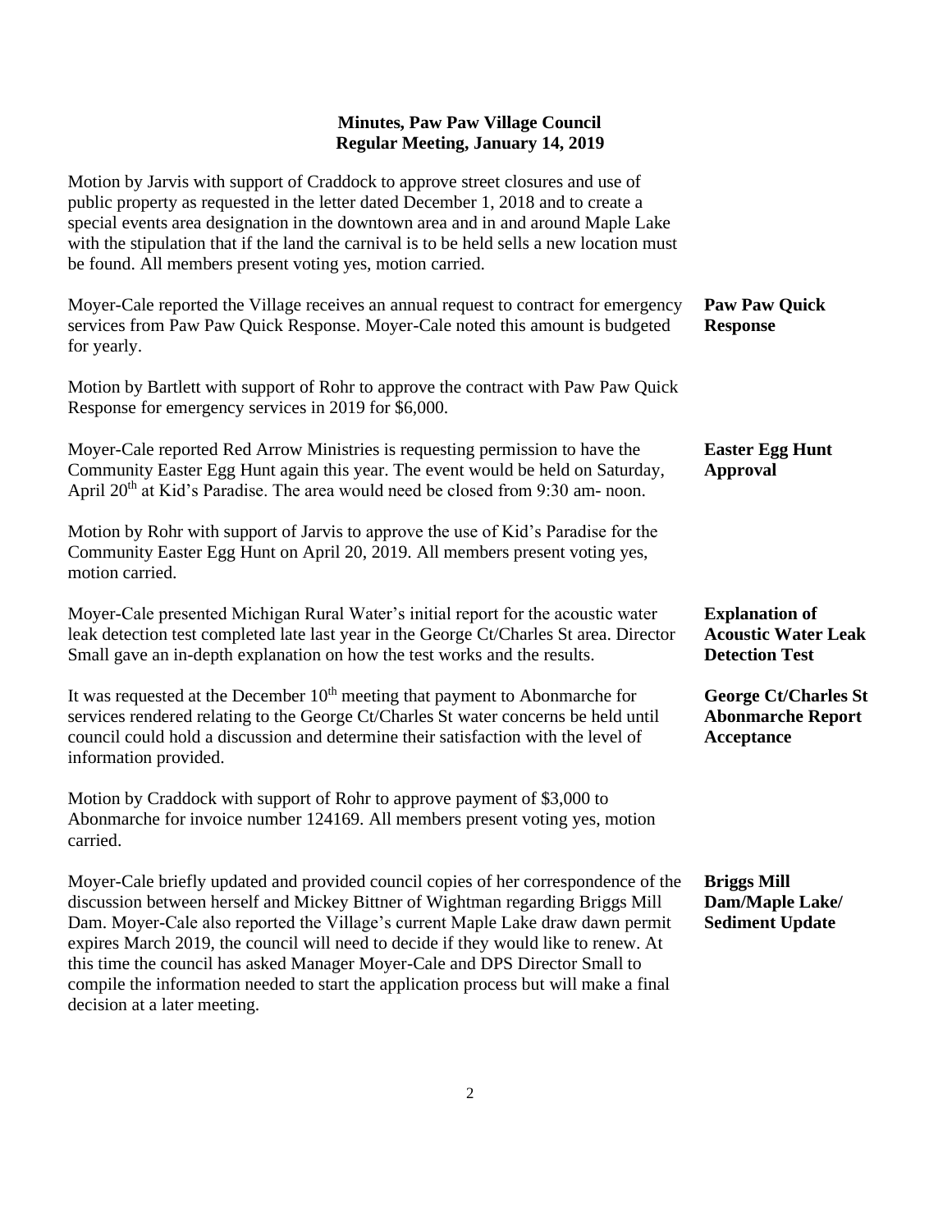# Minutes, Paw Paw Village Council
## Regular Meeting, January 14, 2019

Motion by Jarvis with support of Craddock to approve street closures and use of public property as requested in the letter dated December 1, 2018 and to create a special events area designation in the downtown area and in and around Maple Lake with the stipulation that if the land the carnival is to be held sells a new location must be found. All members present voting yes, motion carried.

**Paw Paw Quick Response**

Moyer-Cale reported the Village receives an annual request to contract for emergency services from Paw Paw Quick Response. Moyer-Cale noted this amount is budgeted for yearly.

Motion by Bartlett with support of Rohr to approve the contract with Paw Paw Quick Response for emergency services in 2019 for $6,000.

**Easter Egg Hunt Approval**

Moyer-Cale reported Red Arrow Ministries is requesting permission to have the Community Easter Egg Hunt again this year. The event would be held on Saturday, April 20th at Kid's Paradise. The area would need be closed from 9:30 am- noon.

Motion by Rohr with support of Jarvis to approve the use of Kid's Paradise for the Community Easter Egg Hunt on April 20, 2019. All members present voting yes, motion carried.

**Explanation of Acoustic Water Leak Detection Test**

Moyer-Cale presented Michigan Rural Water's initial report for the acoustic water leak detection test completed late last year in the George Ct/Charles St area. Director Small gave an in-depth explanation on how the test works and the results.

**George Ct/Charles St Abonmarche Report Acceptance**

It was requested at the December 10th meeting that payment to Abonmarche for services rendered relating to the George Ct/Charles St water concerns be held until council could hold a discussion and determine their satisfaction with the level of information provided.

Motion by Craddock with support of Rohr to approve payment of $3,000 to Abonmarche for invoice number 124169. All members present voting yes, motion carried.

**Briggs Mill Dam/Maple Lake/ Sediment Update**

Moyer-Cale briefly updated and provided council copies of her correspondence of the discussion between herself and Mickey Bittner of Wightman regarding Briggs Mill Dam. Moyer-Cale also reported the Village's current Maple Lake draw dawn permit expires March 2019, the council will need to decide if they would like to renew. At this time the council has asked Manager Moyer-Cale and DPS Director Small to compile the information needed to start the application process but will make a final decision at a later meeting.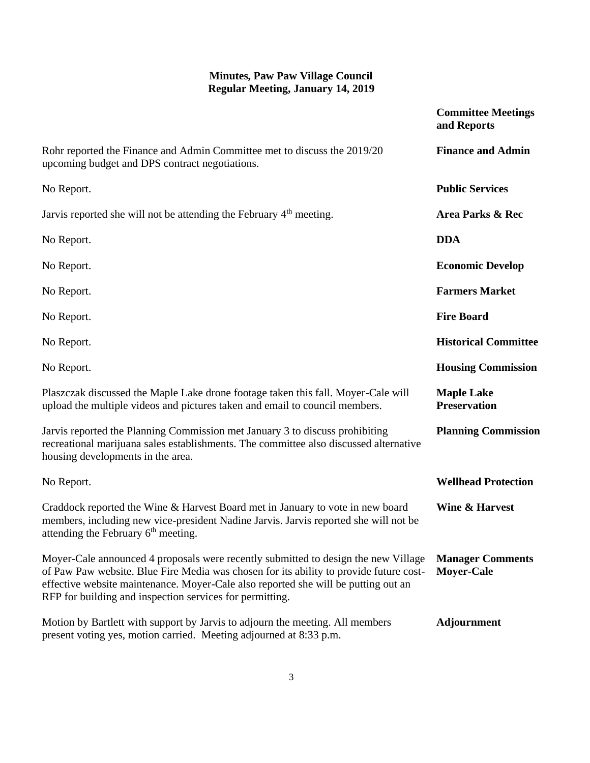# Minutes, Paw Paw Village Council
## Regular Meeting, January 14, 2019

**Committee Meetings and Reports**

**Finance and Admin**

Rohr reported the Finance and Admin Committee met to discuss the 2019/20 upcoming budget and DPS contract negotiations.

**Public Services**

No Report.

**Area Parks & Rec**

Jarvis reported she will not be attending the February 4th meeting.

**DDA**

No Report.

**Economic Develop**

No Report.

**Farmers Market**

No Report.

**Fire Board**

No Report.

**Historical Committee**

No Report.

**Housing Commission**

No Report.

**Maple Lake Preservation**

Plaszczak discussed the Maple Lake drone footage taken this fall. Moyer-Cale will upload the multiple videos and pictures taken and email to council members.

**Planning Commission**

Jarvis reported the Planning Commission met January 3 to discuss prohibiting recreational marijuana sales establishments. The committee also discussed alternative housing developments in the area.

**Wellhead Protection**

No Report.

**Wine & Harvest**

Craddock reported the Wine & Harvest Board met in January to vote in new board members, including new vice-president Nadine Jarvis. Jarvis reported she will not be attending the February 6th meeting.

**Manager Comments Moyer-Cale**

Moyer-Cale announced 4 proposals were recently submitted to design the new Village of Paw Paw website. Blue Fire Media was chosen for its ability to provide future cost-effective website maintenance. Moyer-Cale also reported she will be putting out an RFP for building and inspection services for permitting.

**Adjournment**

Motion by Bartlett with support by Jarvis to adjourn the meeting. All members present voting yes, motion carried. Meeting adjourned at 8:33 p.m.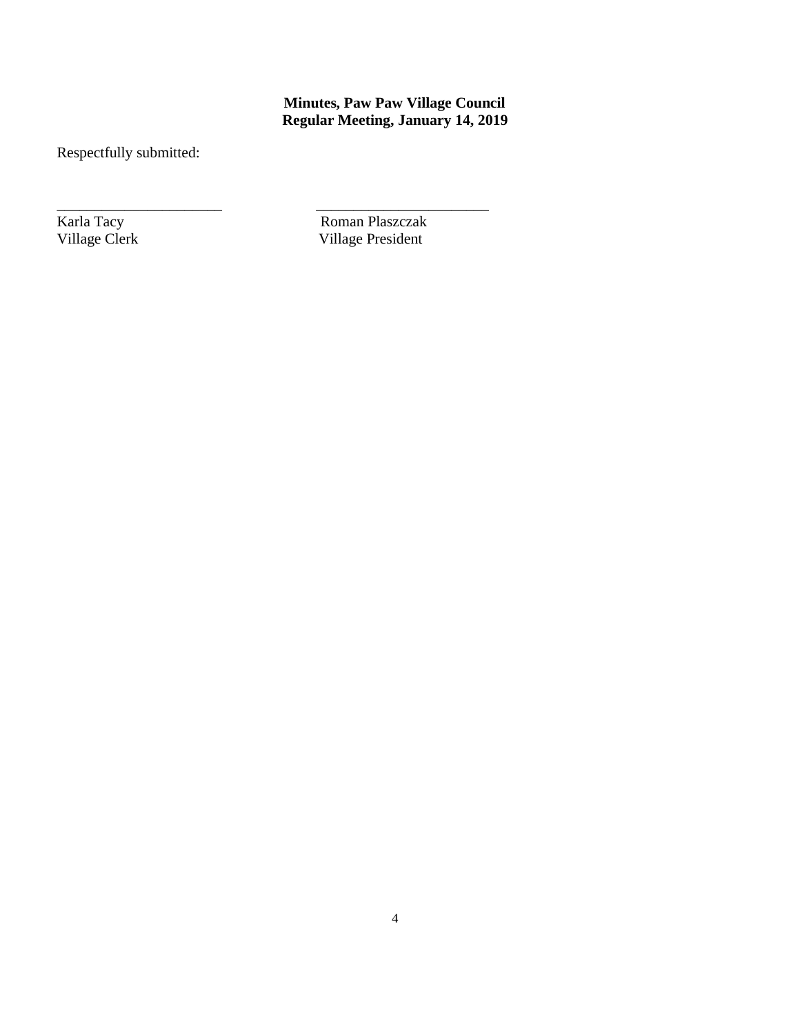**Minutes, Paw Paw Village Council**
**Regular Meeting, January 14, 2019**

Respectfully submitted:

______________________ ______________________

| | |
|---|---|
| Karla Tacy | Roman Plaszczak |
| Village Clerk | Village President |